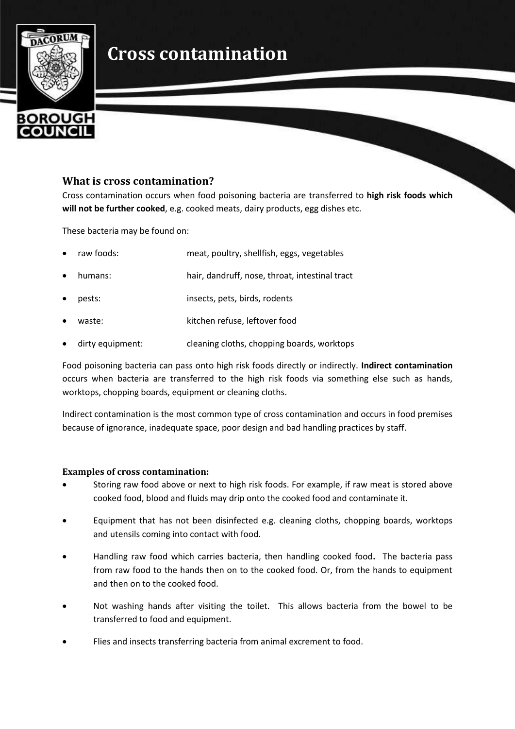# Cross contamination

## What is cross contamination?

Cross contamination occurs when food poisoning bacteria are transferred to **high risk foods which will not be further cooked**, e.g. cooked meats, dairy products, egg dishes etc.

These bacteria may be found on:

- raw foods: meat, poultry, shellfish, eggs, vegetables
- humans: hair, dandruff, nose, throat, intestinal tract
- pests: insects, pets, birds, rodents
- waste: kitchen refuse, leftover food
- dirty equipment: cleaning cloths, chopping boards, worktops

Food poisoning bacteria can pass onto high risk foods directly or indirectly. **Indirect contamination** occurs when bacteria are transferred to the high risk foods via something else such as hands, worktops, chopping boards, equipment or cleaning cloths.

Indirect contamination is the most common type of cross contamination and occurs in food premises because of ignorance, inadequate space, poor design and bad handling practices by staff.

### Examples of cross contamination:

- Storing raw food above or next to high risk foods. For example, if raw meat is stored above cooked food, blood and fluids may drip onto the cooked food and contaminate it.
- Equipment that has not been disinfected e.g. cleaning cloths, chopping boards, worktops and utensils coming into contact with food.
- Handling raw food which carries bacteria, then handling cooked food. The bacteria pass from raw food to the hands then on to the cooked food. Or, from the hands to equipment and then on to the cooked food.
- Not washing hands after visiting the toilet. This allows bacteria from the bowel to be transferred to food and equipment.
- Flies and insects transferring bacteria from animal excrement to food.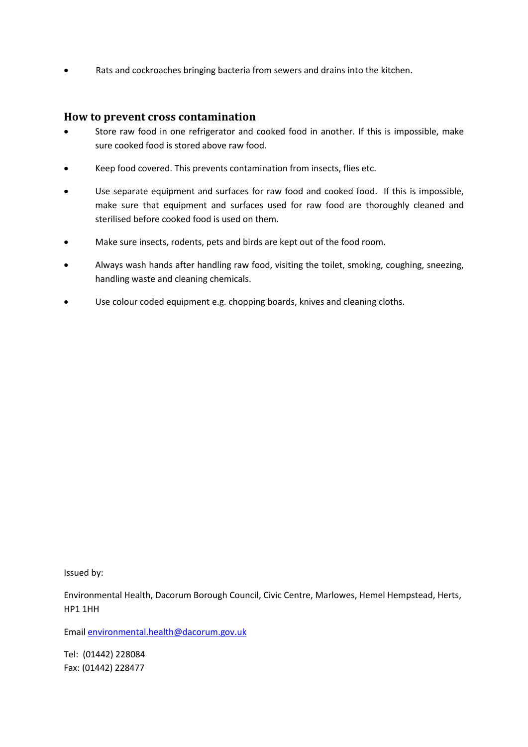- Rats and cockroaches bringing bacteria from sewers and drains into the kitchen.

## How to prevent cross contamination

- Store raw food in one refrigerator and cooked food in another. If this is impossible, make sure cooked food is stored above raw food.
- Keep food covered. This prevents contamination from insects, flies etc.
- Use separate equipment and surfaces for raw food and cooked food. If this is impossible, make sure that equipment and surfaces used for raw food are thoroughly cleaned and sterilised before cooked food is used on them.
- Make sure insects, rodents, pets and birds are kept out of the food room.
- Always wash hands after handling raw food, visiting the toilet, smoking, coughing, sneezing, handling waste and cleaning chemicals.
- Use colour coded equipment e.g. chopping boards, knives and cleaning cloths.

Issued by:

Environmental Health, Dacorum Borough Council, Civic Centre, Marlowes, Hemel Hempstead, Herts, HP1 1HH

Email environmental.health@dacorum.gov.uk

Tel: (01442) 228084
Fax: (01442) 228477